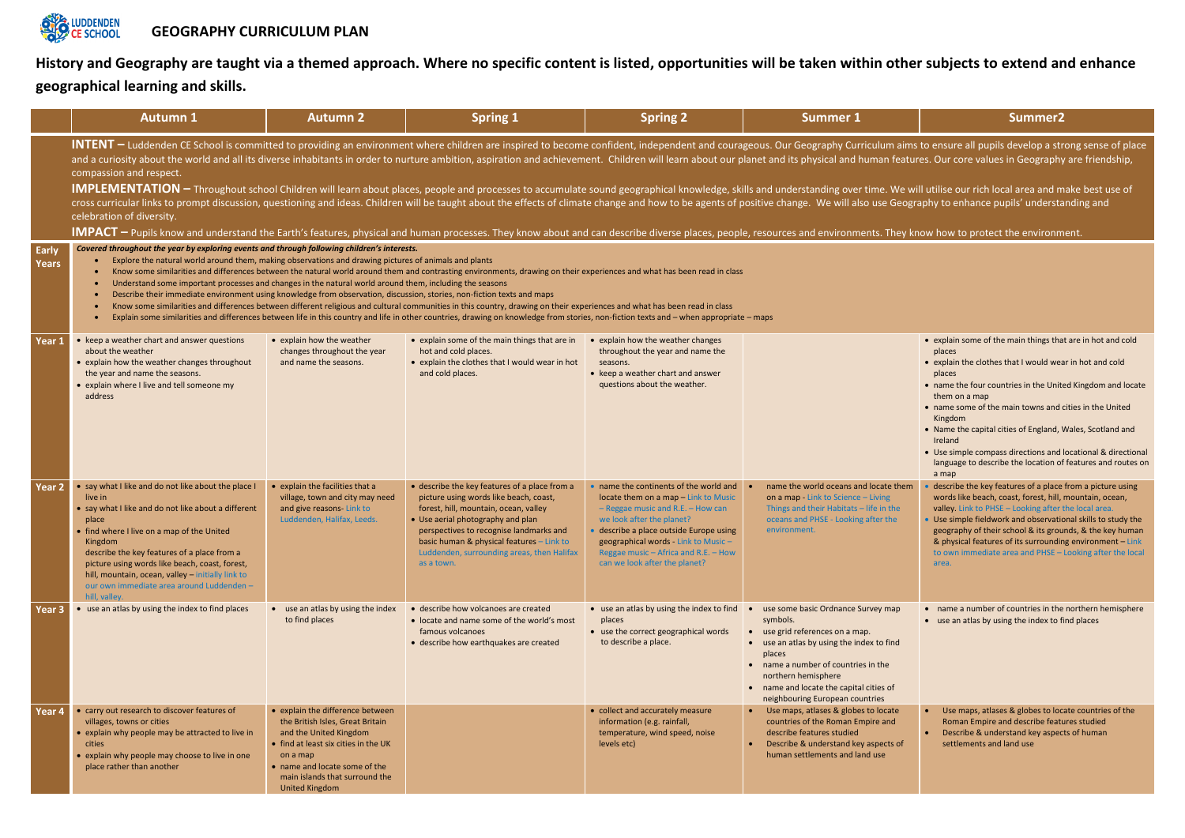LUDDENDEN CE SCHOOL

# GEOGRAPHY CURRICULUM PLAN

**History and Geography are taught via a themed approach. Where no specific content is listed, opportunities will be taken within other subjects to extend and enhance geographical learning and skills.**

| | Autumn 1 | Autumn 2 | Spring 1 | Spring 2 | Summer 1 | Summer2 |
|---|---|---|---|---|---|---|
| | **INTENT –** Luddenden CE School is committed to providing an environment where children are inspired to become confident, independent and courageous. Our Geography Curriculum aims to ensure all pupils develop a strong sense of place and a curiosity about the world and all its diverse inhabitants in order to nurture ambition, aspiration and achievement. Children will learn about our planet and its physical and human features. Our core values in Geography are friendship, compassion and respect.<br>**IMPLEMENTATION –** Throughout school Children will learn about places, people and processes to accumulate sound geographical knowledge, skills and understanding over time. We will utilise our rich local area and make best use of cross curricular links to prompt discussion, questioning and ideas. Children will be taught about the effects of climate change and how to be agents of positive change. We will also use Geography to enhance pupils' understanding and celebration of diversity.<br>**IMPACT –** Pupils know and understand the Earth's features, physical and human processes. They know about and can describe diverse places, people, resources and environments. They know how to protect the environment. | | | | | |
| **Early Years** | ***Covered throughout the year by exploring events and through following children's interests.***<br>• Explore the natural world around them, making observations and drawing pictures of animals and plants<br>• Know some similarities and differences between the natural world around them and contrasting environments, drawing on their experiences and what has been read in class<br>• Understand some important processes and changes in the natural world around them, including the seasons<br>• Describe their immediate environment using knowledge from observation, discussion, stories, non-fiction texts and maps<br>• Know some similarities and differences between different religious and cultural communities in this country, drawing on their experiences and what has been read in class<br>• Explain some similarities and differences between life in this country and life in other countries, drawing on knowledge from stories, non-fiction texts and – when appropriate – maps | | | | | |
| **Year 1** | • keep a weather chart and answer questions about the weather<br>• explain how the weather changes throughout the year and name the seasons.<br>• explain where I live and tell someone my address | • explain how the weather changes throughout the year and name the seasons. | • explain some of the main things that are in hot and cold places.<br>• explain the clothes that I would wear in hot and cold places. | • explain how the weather changes throughout the year and name the seasons.<br>• keep a weather chart and answer questions about the weather. | | • explain some of the main things that are in hot and cold places<br>• explain the clothes that I would wear in hot and cold places<br>• name the four countries in the United Kingdom and locate them on a map<br>• name some of the main towns and cities in the United Kingdom<br>• Name the capital cities of England, Wales, Scotland and Ireland<br>• Use simple compass directions and locational & directional language to describe the location of features and routes on a map |
| **Year 2** | • say what I like and do not like about the place I live in<br>• say what I like and do not like about a different place<br>• find where I live on a map of the United Kingdom<br>describe the key features of a place from a picture using words like beach, coast, forest, hill, mountain, ocean, valley – initially link to our own immediate area around Luddenden – hill, valley. | • explain the facilities that a village, town and city may need and give reasons- Link to Luddenden, Halifax, Leeds. | • describe the key features of a place from a picture using words like beach, coast, forest, hill, mountain, ocean, valley<br>• Use aerial photography and plan perspectives to recognise landmarks and basic human & physical features – Link to Luddenden, surrounding areas, then Halifax as a town. | • name the continents of the world and locate them on a map – Link to Music – Reggae music and R.E. – How can we look after the planet?<br>• describe a place outside Europe using geographical words - Link to Music – Reggae music – Africa and R.E. – How can we look after the planet? | • name the world oceans and locate them on a map - Link to Science – Living Things and their Habitats – life in the oceans and PHSE - Looking after the environment. | • describe the key features of a place from a picture using words like beach, coast, forest, hill, mountain, ocean, valley. Link to PHSE – Looking after the local area.<br>• Use simple fieldwork and observational skills to study the geography of their school & its grounds, & the key human & physical features of its surrounding environment – Link to own immediate area and PHSE – Looking after the local area. |
| **Year 3** | • use an atlas by using the index to find places | • use an atlas by using the index to find places | • describe how volcanoes are created<br>• locate and name some of the world's most famous volcanoes<br>• describe how earthquakes are created | • use an atlas by using the index to find places<br>• use the correct geographical words to describe a place. | • use some basic Ordnance Survey map symbols.<br>• use grid references on a map.<br>• use an atlas by using the index to find places<br>• name a number of countries in the northern hemisphere<br>• name and locate the capital cities of neighbouring European countries | • name a number of countries in the northern hemisphere<br>• use an atlas by using the index to find places |
| **Year 4** | • carry out research to discover features of villages, towns or cities<br>• explain why people may be attracted to live in cities<br>• explain why people may choose to live in one place rather than another | • explain the difference between the British Isles, Great Britain and the United Kingdom<br>• find at least six cities in the UK on a map<br>• name and locate some of the main islands that surround the United Kingdom | | • collect and accurately measure information (e.g. rainfall, temperature, wind speed, noise levels etc) | • Use maps, atlases & globes to locate countries of the Roman Empire and describe features studied<br>• Describe & understand key aspects of human settlements and land use | • Use maps, atlases & globes to locate countries of the Roman Empire and describe features studied<br>• Describe & understand key aspects of human settlements and land use |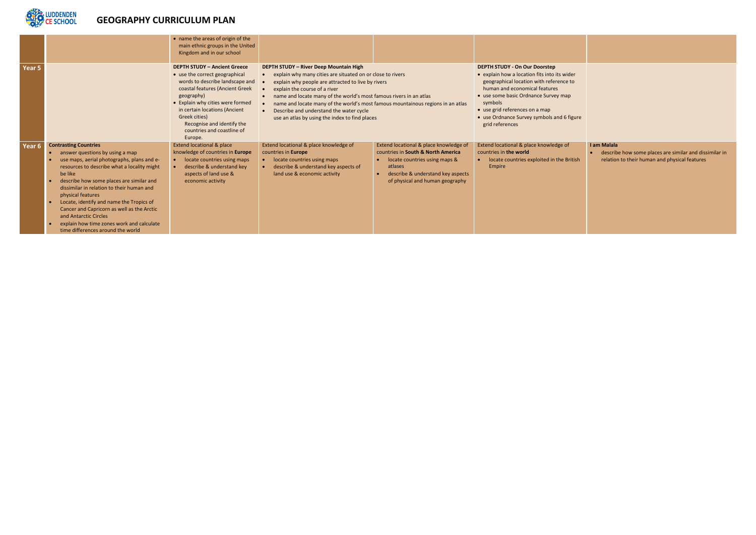# GEOGRAPHY CURRICULUM PLAN

| | | | | | | |
|---|---|---|---|---|---|---|
| | | • name the areas of origin of the main ethnic groups in the United Kingdom and in our school | | | | |
| **Year 5** | | **DEPTH STUDY – Ancient Greece**<br>• use the correct geographical words to describe landscape and coastal features (Ancient Greek geography)<br>• Explain why cities were formed in certain locations (Ancient Greek cities)<br>Recognise and identify the countries and coastline of Europe. | **DEPTH STUDY – River Deep Mountain High**<br>• explain why many cities are situated on or close to rivers<br>• explain why people are attracted to live by rivers<br>• explain the course of a river<br>• name and locate many of the world's most famous rivers in an atlas<br>• name and locate many of the world's most famous mountainous regions in an atlas<br>• Describe and understand the water cycle<br>use an atlas by using the index to find places | | **DEPTH STUDY - On Our Doorstep**<br>• explain how a location fits into its wider geographical location with reference to human and economical features<br>• use some basic Ordnance Survey map symbols<br>• use grid references on a map<br>• use Ordnance Survey symbols and 6 figure grid references | |
| **Year 6** | **Contrasting Countries**<br>• answer questions by using a map<br>• use maps, aerial photographs, plans and e-resources to describe what a locality might be like<br>• describe how some places are similar and dissimilar in relation to their human and physical features<br>• Locate, identify and name the Tropics of Cancer and Capricorn as well as the Arctic and Antarctic Circles<br>• explain how time zones work and calculate time differences around the world | Extend locational & place knowledge of countries in **Europe**<br>• locate countries using maps<br>• describe & understand key aspects of land use & economic activity | Extend locational & place knowledge of countries in **Europe**<br>• locate countries using maps<br>• describe & understand key aspects of land use & economic activity | Extend locational & place knowledge of countries in **South & North America**<br>• locate countries using maps & atlases<br>• describe & understand key aspects of physical and human geography | Extend locational & place knowledge of countries in **the world**<br>• locate countries exploited in the British Empire | **I am Malala**<br>• describe how some places are similar and dissimilar in relation to their human and physical features |